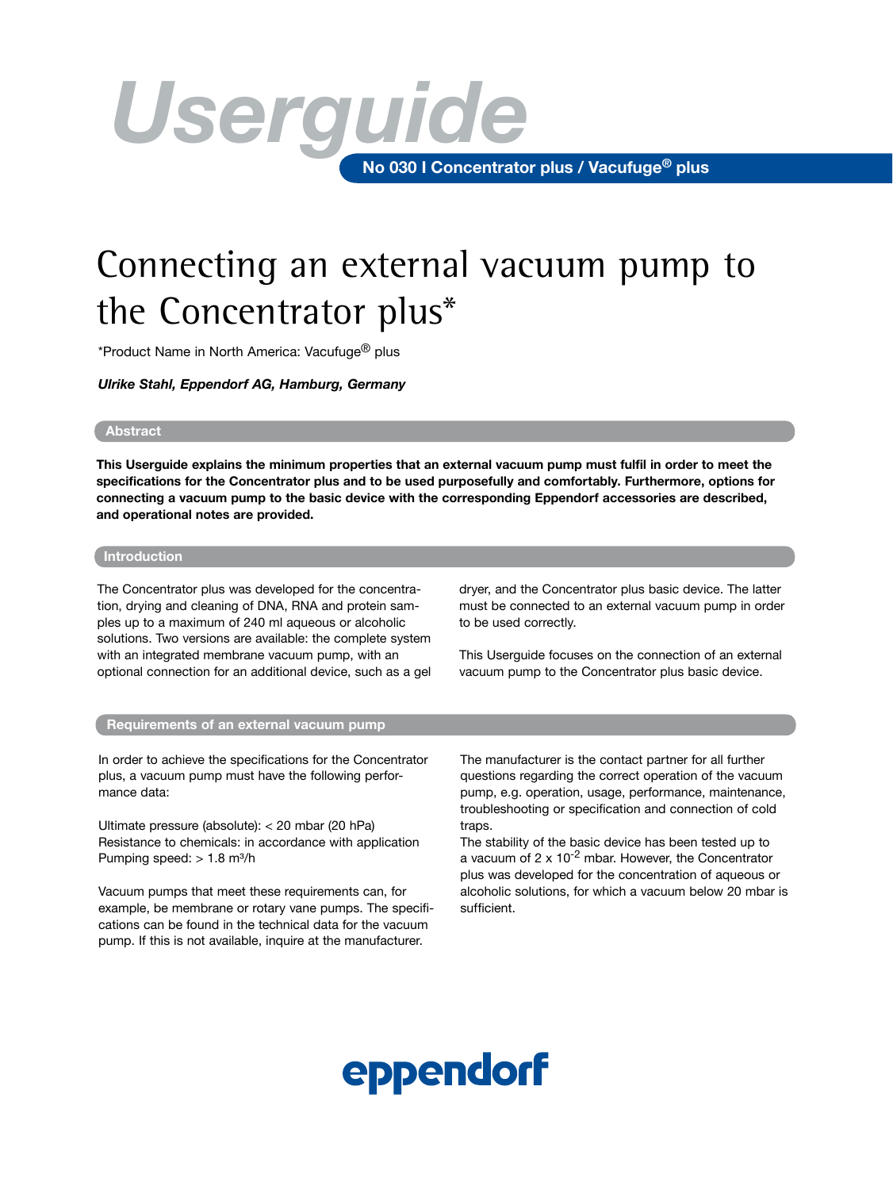# Userguide

**No 030 I Concentrator plus / Vacufuge® plus**

# Connecting an external vacuum pump to the Concentrator plus*

*Product Name in North America: Vacufuge® plus

***Ulrike Stahl, Eppendorf AG, Hamburg, Germany***

## Abstract

**This Userguide explains the minimum properties that an external vacuum pump must fulfil in order to meet the specifications for the Concentrator plus and to be used purposefully and comfortably. Furthermore, options for connecting a vacuum pump to the basic device with the corresponding Eppendorf accessories are described, and operational notes are provided.**

## Introduction

The Concentrator plus was developed for the concentration, drying and cleaning of DNA, RNA and protein samples up to a maximum of 240 ml aqueous or alcoholic solutions. Two versions are available: the complete system with an integrated membrane vacuum pump, with an optional connection for an additional device, such as a gel dryer, and the Concentrator plus basic device. The latter must be connected to an external vacuum pump in order to be used correctly.

This Userguide focuses on the connection of an external vacuum pump to the Concentrator plus basic device.

## Requirements of an external vacuum pump

In order to achieve the specifications for the Concentrator plus, a vacuum pump must have the following performance data:

Ultimate pressure (absolute): < 20 mbar (20 hPa)
Resistance to chemicals: in accordance with application
Pumping speed: > 1.8 m³/h

Vacuum pumps that meet these requirements can, for example, be membrane or rotary vane pumps. The specifications can be found in the technical data for the vacuum pump. If this is not available, inquire at the manufacturer.

The manufacturer is the contact partner for all further questions regarding the correct operation of the vacuum pump, e.g. operation, usage, performance, maintenance, troubleshooting or specification and connection of cold traps.
The stability of the basic device has been tested up to a vacuum of $2 \times 10^{-2}$ mbar. However, the Concentrator plus was developed for the concentration of aqueous or alcoholic solutions, for which a vacuum below 20 mbar is sufficient.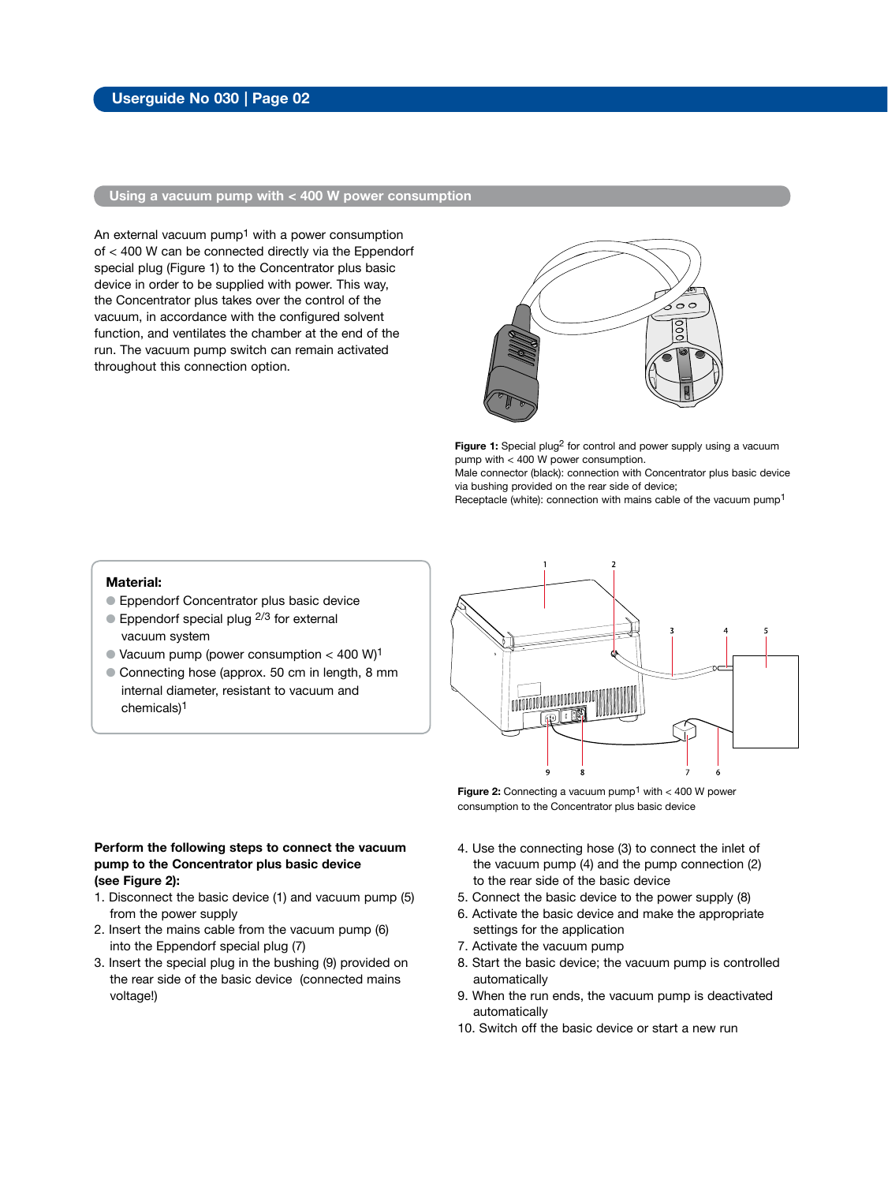## Using a vacuum pump with < 400 W power consumption

An external vacuum pump[1] with a power consumption of < 400 W can be connected directly via the Eppendorf special plug (Figure 1) to the Concentrator plus basic device in order to be supplied with power. This way, the Concentrator plus takes over the control of the vacuum, in accordance with the configured solvent function, and ventilates the chamber at the end of the run. The vacuum pump switch can remain activated throughout this connection option.

**Figure 1:** Special plug[2] for control and power supply using a vacuum pump with < 400 W power consumption.
Male connector (black): connection with Concentrator plus basic device via bushing provided on the rear side of device;
Receptacle (white): connection with mains cable of the vacuum pump[1]

**Material:**

- Eppendorf Concentrator plus basic device
- Eppendorf special plug [2/3] for external vacuum system
- Vacuum pump (power consumption < 400 W)[1]
- Connecting hose (approx. 50 cm in length, 8 mm internal diameter, resistant to vacuum and chemicals)[1]

**Figure 2:** Connecting a vacuum pump[1] with < 400 W power consumption to the Concentrator plus basic device

**Perform the following steps to connect the vacuum pump to the Concentrator plus basic device (see Figure 2):**

1. Disconnect the basic device (1) and vacuum pump (5) from the power supply
2. Insert the mains cable from the vacuum pump (6) into the Eppendorf special plug (7)
3. Insert the special plug in the bushing (9) provided on the rear side of the basic device (connected mains voltage!)
4. Use the connecting hose (3) to connect the inlet of the vacuum pump (4) and the pump connection (2) to the rear side of the basic device
5. Connect the basic device to the power supply (8)
6. Activate the basic device and make the appropriate settings for the application
7. Activate the vacuum pump
8. Start the basic device; the vacuum pump is controlled automatically
9. When the run ends, the vacuum pump is deactivated automatically
10. Switch off the basic device or start a new run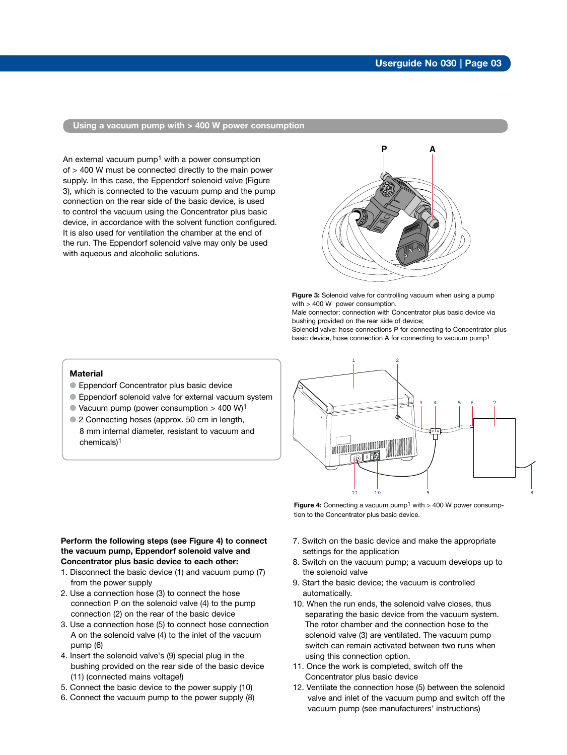## Using a vacuum pump with > 400 W power consumption

An external vacuum pump[1] with a power consumption of > 400 W must be connected directly to the main power supply. In this case, the Eppendorf solenoid valve (Figure 3), which is connected to the vacuum pump and the pump connection on the rear side of the basic device, is used to control the vacuum using the Concentrator plus basic device, in accordance with the solvent function configured. It is also used for ventilation the chamber at the end of the run. The Eppendorf solenoid valve may only be used with aqueous and alcoholic solutions.

**Figure 3:** Solenoid valve for controlling vacuum when using a pump with > 400 W power consumption.
Male connector: connection with Concentrator plus basic device via bushing provided on the rear side of device;
Solenoid valve: hose connections P for connecting to Concentrator plus basic device, hose connection A for connecting to vacuum pump[1]

### Material

- Eppendorf Concentrator plus basic device
- Eppendorf solenoid valve for external vacuum system
- Vacuum pump (power consumption > 400 W)[1]
- 2 Connecting hoses (approx. 50 cm in length, 8 mm internal diameter, resistant to vacuum and chemicals)[1]

**Figure 4:** Connecting a vacuum pump[1] with > 400 W power consumption to the Concentrator plus basic device.

**Perform the following steps (see Figure 4) to connect the vacuum pump, Eppendorf solenoid valve and Concentrator plus basic device to each other:**

1. Disconnect the basic device (1) and vacuum pump (7) from the power supply
2. Use a connection hose (3) to connect the hose connection P on the solenoid valve (4) to the pump connection (2) on the rear of the basic device
3. Use a connection hose (5) to connect hose connection A on the solenoid valve (4) to the inlet of the vacuum pump (6)
4. Insert the solenoid valve's (9) special plug in the bushing provided on the rear side of the basic device (11) (connected mains voltage!)
5. Connect the basic device to the power supply (10)
6. Connect the vacuum pump to the power supply (8)
7. Switch on the basic device and make the appropriate settings for the application
8. Switch on the vacuum pump; a vacuum develops up to the solenoid valve
9. Start the basic device; the vacuum is controlled automatically.
10. When the run ends, the solenoid valve closes, thus separating the basic device from the vacuum system. The rotor chamber and the connection hose to the solenoid valve (3) are ventilated. The vacuum pump switch can remain activated between two runs when using this connection option.
11. Once the work is completed, switch off the Concentrator plus basic device
12. Ventilate the connection hose (5) between the solenoid valve and inlet of the vacuum pump and switch off the vacuum pump (see manufacturers' instructions)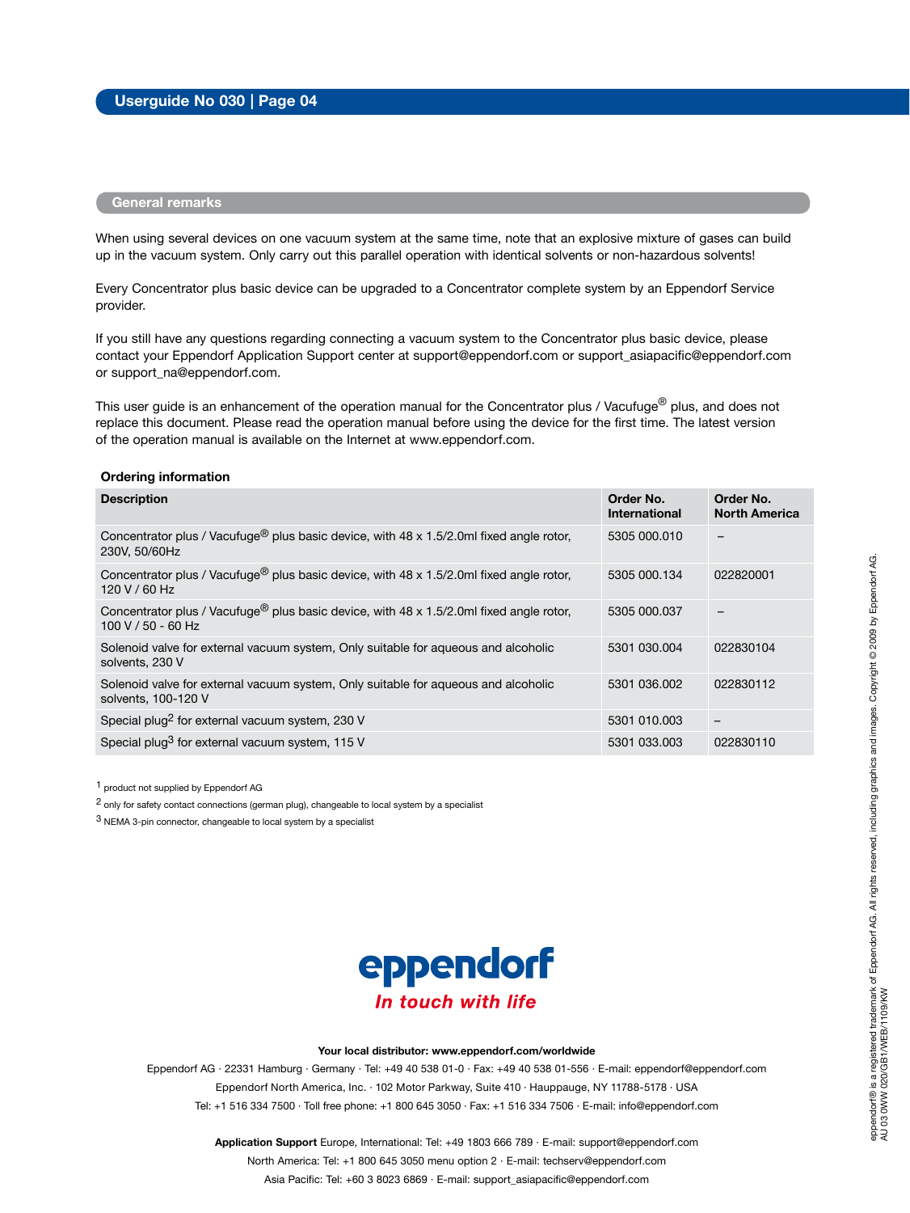## General remarks

When using several devices on one vacuum system at the same time, note that an explosive mixture of gases can build up in the vacuum system. Only carry out this parallel operation with identical solvents or non-hazardous solvents!

Every Concentrator plus basic device can be upgraded to a Concentrator complete system by an Eppendorf Service provider.

If you still have any questions regarding connecting a vacuum system to the Concentrator plus basic device, please contact your Eppendorf Application Support center at support@eppendorf.com or support_asiapacific@eppendorf.com or support_na@eppendorf.com.

This user guide is an enhancement of the operation manual for the Concentrator plus / Vacufuge® plus, and does not replace this document. Please read the operation manual before using the device for the first time. The latest version of the operation manual is available on the Internet at www.eppendorf.com.

**Ordering information**

| Description | Order No. International | Order No. North America |
|---|---|---|
| Concentrator plus / Vacufuge® plus basic device, with 48 x 1.5/2.0ml fixed angle rotor, 230V, 50/60Hz | 5305 000.010 | – |
| Concentrator plus / Vacufuge® plus basic device, with 48 x 1.5/2.0ml fixed angle rotor, 120 V / 60 Hz | 5305 000.134 | 022820001 |
| Concentrator plus / Vacufuge® plus basic device, with 48 x 1.5/2.0ml fixed angle rotor, 100 V / 50 - 60 Hz | 5305 000.037 | – |
| Solenoid valve for external vacuum system, Only suitable for aqueous and alcoholic solvents, 230 V | 5301 030.004 | 022830104 |
| Solenoid valve for external vacuum system, Only suitable for aqueous and alcoholic solvents, 100-120 V | 5301 036.002 | 022830112 |
| Special plug[2] for external vacuum system, 230 V | 5301 010.003 | – |
| Special plug[3] for external vacuum system, 115 V | 5301 033.003 | 022830110 |

[1] product not supplied by Eppendorf AG

[2] only for safety contact connections (german plug), changeable to local system by a specialist

[3] NEMA 3-pin connector, changeable to local system by a specialist

eppendorf

*In touch with life*

**Your local distributor: www.eppendorf.com/worldwide**

Eppendorf AG · 22331 Hamburg · Germany · Tel: +49 40 538 01-0 · Fax: +49 40 538 01-556 · E-mail: eppendorf@eppendorf.com

Eppendorf North America, Inc. · 102 Motor Parkway, Suite 410 · Hauppauge, NY 11788-5178 · USA

Tel: +1 516 334 7500 · Toll free phone: +1 800 645 3050 · Fax: +1 516 334 7506 · E-mail: info@eppendorf.com

**Application Support** Europe, International: Tel: +49 1803 666 789 · E-mail: support@eppendorf.com

North America: Tel: +1 800 645 3050 menu option 2 · E-mail: techserv@eppendorf.com

Asia Pacific: Tel: +60 3 8023 6869 · E-mail: support_asiapacific@eppendorf.com

eppendorf® is a registered trademark of Eppendorf AG. All rights reserved, including graphics and images. Copyright © 2009 by Eppendorf AG.

AU 03 0WW 020/GB1/WEB/1109/KW